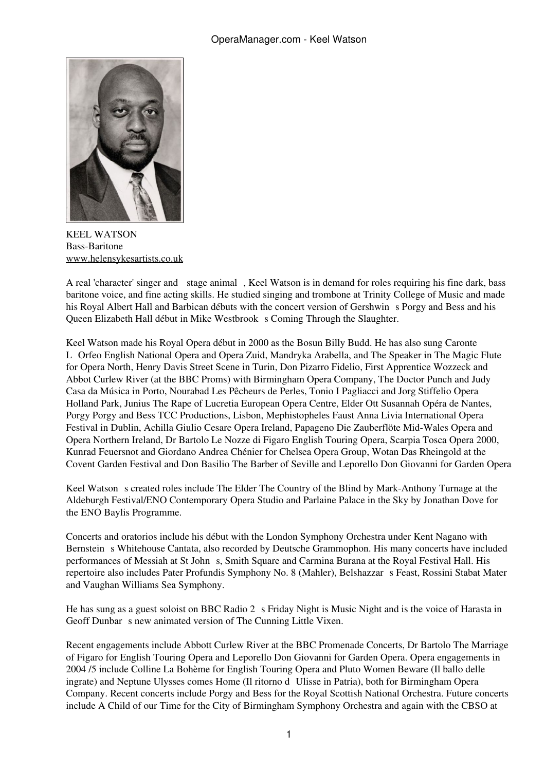KEEL WATSON
Bass-Baritone
www.helensykesartists.co.uk

A real 'character' singer and stage animal , Keel Watson is in demand for roles requiring his fine dark, bass baritone voice, and fine acting skills. He studied singing and trombone at Trinity College of Music and made his Royal Albert Hall and Barbican débuts with the concert version of Gershwin s Porgy and Bess and his Queen Elizabeth Hall début in Mike Westbrook s Coming Through the Slaughter.

Keel Watson made his Royal Opera début in 2000 as the Bosun Billy Budd. He has also sung Caronte L Orfeo English National Opera and Opera Zuid, Mandryka Arabella, and The Speaker in The Magic Flute for Opera North, Henry Davis Street Scene in Turin, Don Pizarro Fidelio, First Apprentice Wozzeck and Abbot Curlew River (at the BBC Proms) with Birmingham Opera Company, The Doctor Punch and Judy Casa da Música in Porto, Nourabad Les Pêcheurs de Perles, Tonio I Pagliacci and Jorg Stiffelio Opera Holland Park, Junius The Rape of Lucretia European Opera Centre, Elder Ott Susannah Opéra de Nantes, Porgy Porgy and Bess TCC Productions, Lisbon, Mephistopheles Faust Anna Livia International Opera Festival in Dublin, Achilla Giulio Cesare Opera Ireland, Papageno Die Zauberflöte Mid-Wales Opera and Opera Northern Ireland, Dr Bartolo Le Nozze di Figaro English Touring Opera, Scarpia Tosca Opera 2000, Kunrad Feuersnot and Giordano Andrea Chénier for Chelsea Opera Group, Wotan Das Rheingold at the Covent Garden Festival and Don Basilio The Barber of Seville and Leporello Don Giovanni for Garden Opera

Keel Watson s created roles include The Elder The Country of the Blind by Mark-Anthony Turnage at the Aldeburgh Festival/ENO Contemporary Opera Studio and Parlaine Palace in the Sky by Jonathan Dove for the ENO Baylis Programme.

Concerts and oratorios include his début with the London Symphony Orchestra under Kent Nagano with Bernstein s Whitehouse Cantata, also recorded by Deutsche Grammophon. His many concerts have included performances of Messiah at St John s, Smith Square and Carmina Burana at the Royal Festival Hall. His repertoire also includes Pater Profundis Symphony No. 8 (Mahler), Belshazzar s Feast, Rossini Stabat Mater and Vaughan Williams Sea Symphony.

He has sung as a guest soloist on BBC Radio 2 s Friday Night is Music Night and is the voice of Harasta in Geoff Dunbar s new animated version of The Cunning Little Vixen.

Recent engagements include Abbott Curlew River at the BBC Promenade Concerts, Dr Bartolo The Marriage of Figaro for English Touring Opera and Leporello Don Giovanni for Garden Opera. Opera engagements in 2004 /5 include Colline La Bohème for English Touring Opera and Pluto Women Beware (Il ballo delle ingrate) and Neptune Ulysses comes Home (Il ritorno d Ulisse in Patria), both for Birmingham Opera Company. Recent concerts include Porgy and Bess for the Royal Scottish National Orchestra. Future concerts include A Child of our Time for the City of Birmingham Symphony Orchestra and again with the CBSO at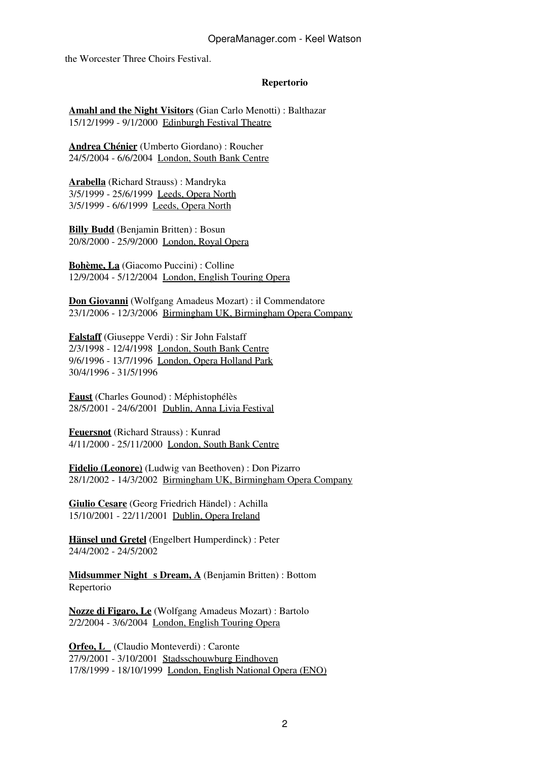the Worcester Three Choirs Festival.

**Repertorio**

**Amahl and the Night Visitors** (Gian Carlo Menotti) : Balthazar
15/12/1999 - 9/1/2000 Edinburgh Festival Theatre

**Andrea Chénier** (Umberto Giordano) : Roucher
24/5/2004 - 6/6/2004 London, South Bank Centre

**Arabella** (Richard Strauss) : Mandryka
3/5/1999 - 25/6/1999 Leeds, Opera North
3/5/1999 - 6/6/1999 Leeds, Opera North

**Billy Budd** (Benjamin Britten) : Bosun
20/8/2000 - 25/9/2000 London, Royal Opera

**Bohème, La** (Giacomo Puccini) : Colline
12/9/2004 - 5/12/2004 London, English Touring Opera

**Don Giovanni** (Wolfgang Amadeus Mozart) : il Commendatore
23/1/2006 - 12/3/2006 Birmingham UK, Birmingham Opera Company

**Falstaff** (Giuseppe Verdi) : Sir John Falstaff
2/3/1998 - 12/4/1998 London, South Bank Centre
9/6/1996 - 13/7/1996 London, Opera Holland Park
30/4/1996 - 31/5/1996

**Faust** (Charles Gounod) : Méphistophélès
28/5/2001 - 24/6/2001 Dublin, Anna Livia Festival

**Feuersnot** (Richard Strauss) : Kunrad
4/11/2000 - 25/11/2000 London, South Bank Centre

**Fidelio (Leonore)** (Ludwig van Beethoven) : Don Pizarro
28/1/2002 - 14/3/2002 Birmingham UK, Birmingham Opera Company

**Giulio Cesare** (Georg Friedrich Händel) : Achilla
15/10/2001 - 22/11/2001 Dublin, Opera Ireland

**Hänsel und Gretel** (Engelbert Humperdinck) : Peter
24/4/2002 - 24/5/2002

**Midsummer Night s Dream, A** (Benjamin Britten) : Bottom
Repertorio

**Nozze di Figaro, Le** (Wolfgang Amadeus Mozart) : Bartolo
2/2/2004 - 3/6/2004 London, English Touring Opera

**Orfeo, L** (Claudio Monteverdi) : Caronte
27/9/2001 - 3/10/2001 Stadsschouwburg Eindhoven
17/8/1999 - 18/10/1999 London, English National Opera (ENO)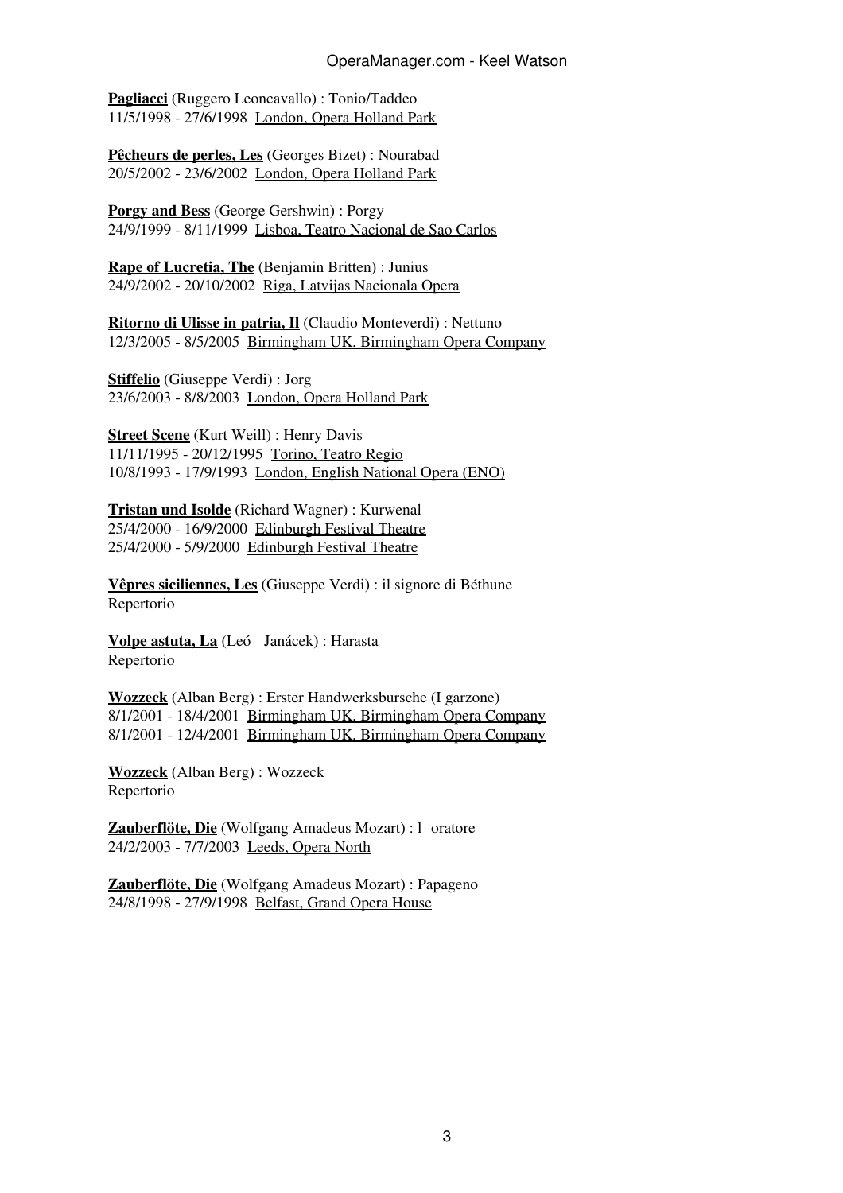**Pagliacci** (Ruggero Leoncavallo) : Tonio/Taddeo
11/5/1998 - 27/6/1998 London, Opera Holland Park

**Pêcheurs de perles, Les** (Georges Bizet) : Nourabad
20/5/2002 - 23/6/2002 London, Opera Holland Park

**Porgy and Bess** (George Gershwin) : Porgy
24/9/1999 - 8/11/1999 Lisboa, Teatro Nacional de Sao Carlos

**Rape of Lucretia, The** (Benjamin Britten) : Junius
24/9/2002 - 20/10/2002 Riga, Latvijas Nacionala Opera

**Ritorno di Ulisse in patria, Il** (Claudio Monteverdi) : Nettuno
12/3/2005 - 8/5/2005 Birmingham UK, Birmingham Opera Company

**Stiffelio** (Giuseppe Verdi) : Jorg
23/6/2003 - 8/8/2003 London, Opera Holland Park

**Street Scene** (Kurt Weill) : Henry Davis
11/11/1995 - 20/12/1995 Torino, Teatro Regio
10/8/1993 - 17/9/1993 London, English National Opera (ENO)

**Tristan und Isolde** (Richard Wagner) : Kurwenal
25/4/2000 - 16/9/2000 Edinburgh Festival Theatre
25/4/2000 - 5/9/2000 Edinburgh Festival Theatre

**Vêpres siciliennes, Les** (Giuseppe Verdi) : il signore di Béthune
Repertorio

**Volpe astuta, La** (Leó Janácek) : Harasta
Repertorio

**Wozzeck** (Alban Berg) : Erster Handwerksbursche (I garzone)
8/1/2001 - 18/4/2001 Birmingham UK, Birmingham Opera Company
8/1/2001 - 12/4/2001 Birmingham UK, Birmingham Opera Company

**Wozzeck** (Alban Berg) : Wozzeck
Repertorio

**Zauberflöte, Die** (Wolfgang Amadeus Mozart) : l oratore
24/2/2003 - 7/7/2003 Leeds, Opera North

**Zauberflöte, Die** (Wolfgang Amadeus Mozart) : Papageno
24/8/1998 - 27/9/1998 Belfast, Grand Opera House